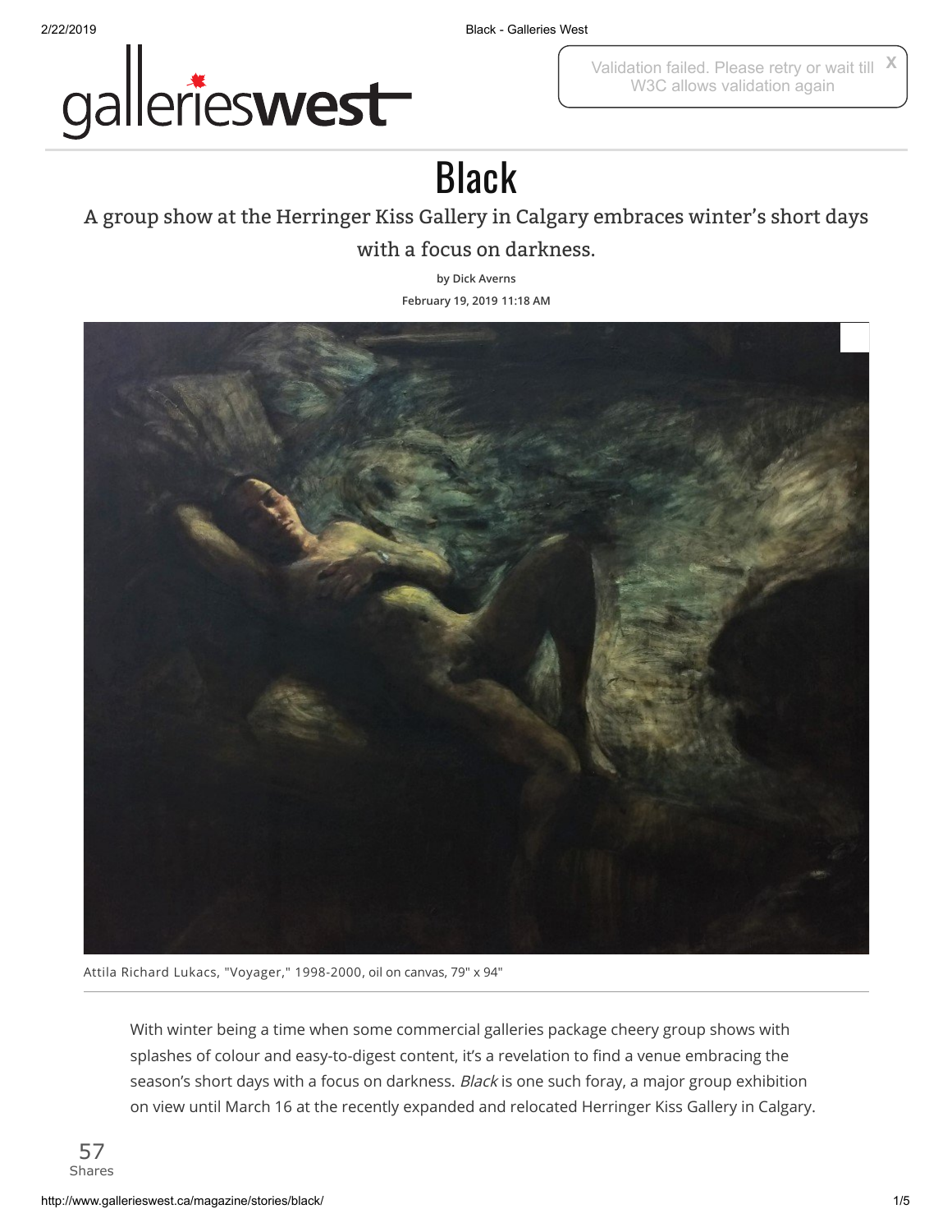# Black

A group show at the Herringer Kiss Gallery in Calgary embraces winter's short days with a focus on darkness.

by Dick Averns

February 19, 2019 11:18 AM

Attila Richard Lukacs, "Voyager," 1998-2000, oil on canvas, 79" x 94"

With winter being a time when some commercial galleries package cheery group shows with splashes of colour and easy-to-digest content, it's a revelation to find a venue embracing the season's short days with a focus on darkness. *Black* is one such foray, a major group exhibition on view until March 16 at the recently expanded and relocated Herringer Kiss Gallery in Calgary.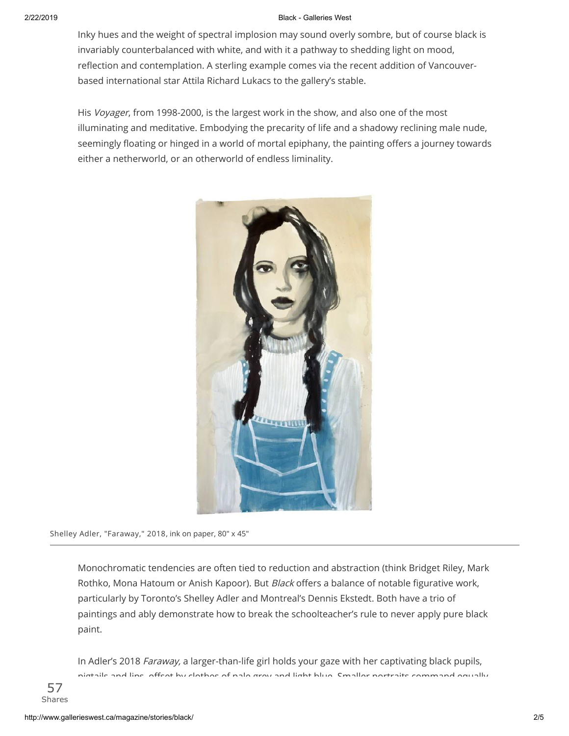Inky hues and the weight of spectral implosion may sound overly sombre, but of course black is invariably counterbalanced with white, and with it a pathway to shedding light on mood, reflection and contemplation. A sterling example comes via the recent addition of Vancouver-based international star Attila Richard Lukacs to the gallery's stable.

His *Voyager*, from 1998-2000, is the largest work in the show, and also one of the most illuminating and meditative. Embodying the precarity of life and a shadowy reclining male nude, seemingly floating or hinged in a world of mortal epiphany, the painting offers a journey towards either a netherworld, or an otherworld of endless liminality.

Shelley Adler, "Faraway," 2018, ink on paper, 80" x 45"

Monochromatic tendencies are often tied to reduction and abstraction (think Bridget Riley, Mark Rothko, Mona Hatoum or Anish Kapoor). But *Black* offers a balance of notable figurative work, particularly by Toronto's Shelley Adler and Montreal's Dennis Ekstedt. Both have a trio of paintings and ably demonstrate how to break the schoolteacher's rule to never apply pure black paint.

In Adler's 2018 *Faraway,* a larger-than-life girl holds your gaze with her captivating black pupils, pigtails and lips, offset by clothes of pale grey and light blue. Smaller portraits command equally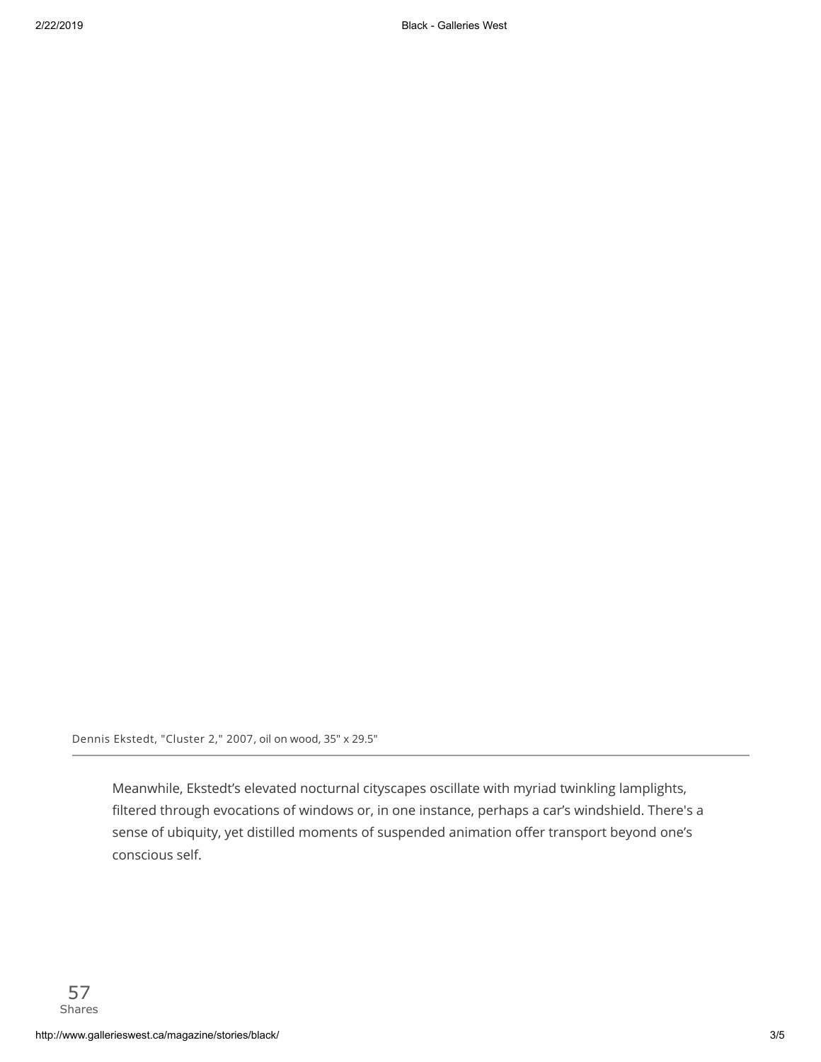Dennis Ekstedt, "Cluster 2," 2007, oil on wood, 35" x 29.5"

---

Meanwhile, Ekstedt's elevated nocturnal cityscapes oscillate with myriad twinkling lamplights, filtered through evocations of windows or, in one instance, perhaps a car's windshield. There's a sense of ubiquity, yet distilled moments of suspended animation offer transport beyond one's conscious self.

57
Shares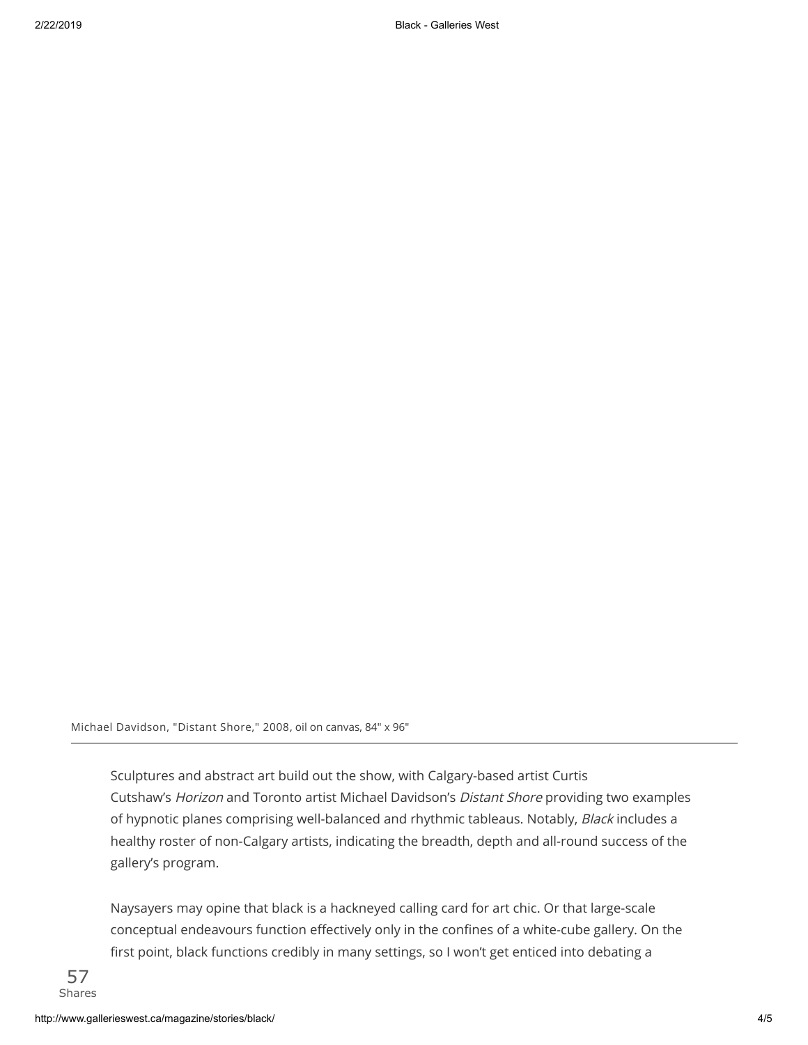Michael Davidson, "Distant Shore," 2008, oil on canvas, 84" x 96"

Sculptures and abstract art build out the show, with Calgary-based artist Curtis Cutshaw's *Horizon* and Toronto artist Michael Davidson's *Distant Shore* providing two examples of hypnotic planes comprising well-balanced and rhythmic tableaus. Notably, *Black* includes a healthy roster of non-Calgary artists, indicating the breadth, depth and all-round success of the gallery's program.

Naysayers may opine that black is a hackneyed calling card for art chic. Or that large-scale conceptual endeavours function effectively only in the confines of a white-cube gallery. On the first point, black functions credibly in many settings, so I won't get enticed into debating a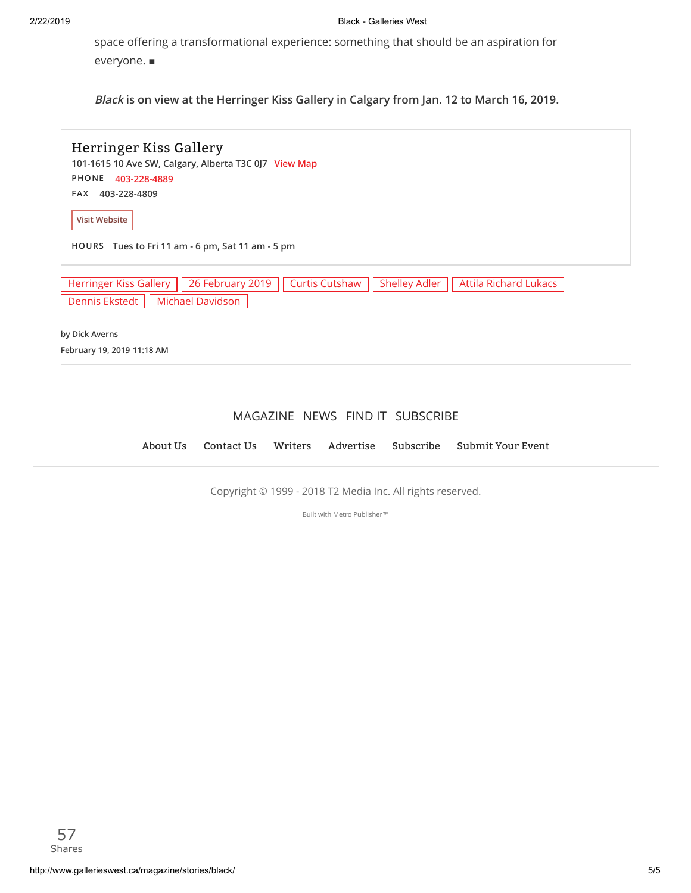space offering a transformational experience: something that should be an aspiration for everyone. ■

***Black* is on view at the Herringer Kiss Gallery in Calgary from Jan. 12 to March 16, 2019.**

## Herringer Kiss Gallery

101-1615 10 Ave SW, Calgary, Alberta T3C 0J7 View Map

PHONE 403-228-4889

FAX 403-228-4809

Visit Website

HOURS Tues to Fri 11 am - 6 pm, Sat 11 am - 5 pm

Herringer Kiss Gallery | 26 February 2019 | Curtis Cutshaw | Shelley Adler | Attila Richard Lukacs | Dennis Ekstedt | Michael Davidson

by Dick Averns

February 19, 2019 11:18 AM

MAGAZINE NEWS FIND IT SUBSCRIBE

About Us Contact Us Writers Advertise Subscribe Submit Your Event

Copyright © 1999 - 2018 T2 Media Inc. All rights reserved.

Built with Metro Publisher™

57
Shares